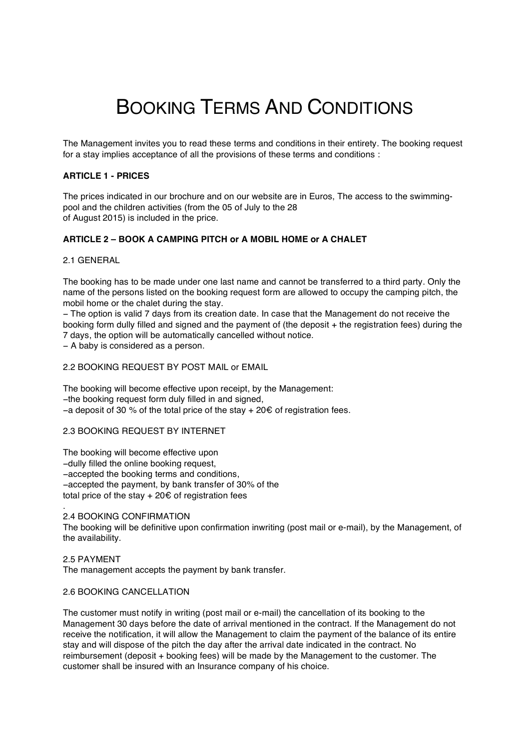# BOOKING TERMS AND CONDITIONS

The Management invites you to read these terms and conditions in their entirety. The booking request for a stay implies acceptance of all the provisions of these terms and conditions :

**ARTICLE 1 - PRICES**

The prices indicated in our brochure and on our website are in Euros, The access to the swimming-pool and the children activities (from the 05 of July to the 28 of August 2015) is included in the price.

**ARTICLE 2 – BOOK A CAMPING PITCH or A MOBIL HOME or A CHALET**

2.1 GENERAL

The booking has to be made under one last name and cannot be transferred to a third party. Only the name of the persons listed on the booking request form are allowed to occupy the camping pitch, the mobil home or the chalet during the stay.

– The option is valid 7 days from its creation date. In case that the Management do not receive the booking form dully filled and signed and the payment of (the deposit + the registration fees) during the 7 days, the option will be automatically cancelled without notice.

– A baby is considered as a person.

2.2 BOOKING REQUEST BY POST MAIL or EMAIL

The booking will become effective upon receipt, by the Management:

–the booking request form duly filled in and signed,

–a deposit of 30 % of the total price of the stay + 20€ of registration fees.

2.3 BOOKING REQUEST BY INTERNET

The booking will become effective upon

–dully filled the online booking request,

–accepted the booking terms and conditions,

–accepted the payment, by bank transfer of 30% of the total price of the stay + 20€ of registration fees

.

2.4 BOOKING CONFIRMATION

The booking will be definitive upon confirmation inwriting (post mail or e-mail), by the Management, of the availability.

2.5 PAYMENT

The management accepts the payment by bank transfer.

2.6 BOOKING CANCELLATION

The customer must notify in writing (post mail or e-mail) the cancellation of its booking to the Management 30 days before the date of arrival mentioned in the contract. If the Management do not receive the notification, it will allow the Management to claim the payment of the balance of its entire stay and will dispose of the pitch the day after the arrival date indicated in the contract. No reimbursement (deposit + booking fees) will be made by the Management to the customer. The customer shall be insured with an Insurance company of his choice.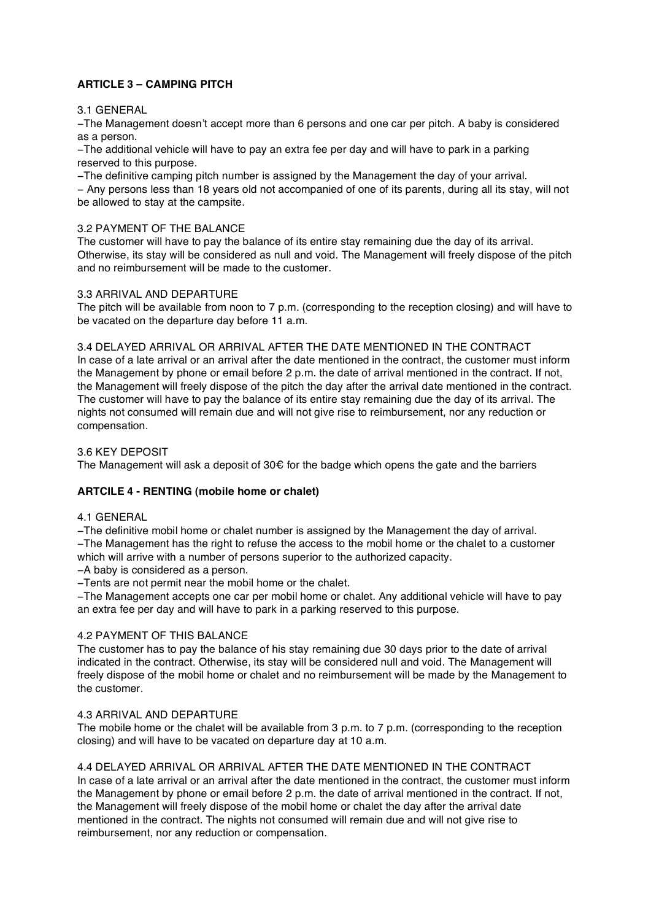**ARTICLE 3 – CAMPING PITCH**

3.1 GENERAL

–The Management doesn't accept more than 6 persons and one car per pitch. A baby is considered as a person.

–The additional vehicle will have to pay an extra fee per day and will have to park in a parking reserved to this purpose.

–The definitive camping pitch number is assigned by the Management the day of your arrival.

– Any persons less than 18 years old not accompanied of one of its parents, during all its stay, will not be allowed to stay at the campsite.

3.2 PAYMENT OF THE BALANCE

The customer will have to pay the balance of its entire stay remaining due the day of its arrival. Otherwise, its stay will be considered as null and void. The Management will freely dispose of the pitch and no reimbursement will be made to the customer.

3.3 ARRIVAL AND DEPARTURE

The pitch will be available from noon to 7 p.m. (corresponding to the reception closing) and will have to be vacated on the departure day before 11 a.m.

3.4 DELAYED ARRIVAL OR ARRIVAL AFTER THE DATE MENTIONED IN THE CONTRACT

In case of a late arrival or an arrival after the date mentioned in the contract, the customer must inform the Management by phone or email before 2 p.m. the date of arrival mentioned in the contract. If not, the Management will freely dispose of the pitch the day after the arrival date mentioned in the contract. The customer will have to pay the balance of its entire stay remaining due the day of its arrival. The nights not consumed will remain due and will not give rise to reimbursement, nor any reduction or compensation.

3.6 KEY DEPOSIT

The Management will ask a deposit of 30€ for the badge which opens the gate and the barriers

**ARTCILE 4 - RENTING (mobile home or chalet)**

4.1 GENERAL

–The definitive mobil home or chalet number is assigned by the Management the day of arrival.

–The Management has the right to refuse the access to the mobil home or the chalet to a customer which will arrive with a number of persons superior to the authorized capacity.

–A baby is considered as a person.

–Tents are not permit near the mobil home or the chalet.

–The Management accepts one car per mobil home or chalet. Any additional vehicle will have to pay an extra fee per day and will have to park in a parking reserved to this purpose.

4.2 PAYMENT OF THIS BALANCE

The customer has to pay the balance of his stay remaining due 30 days prior to the date of arrival indicated in the contract. Otherwise, its stay will be considered null and void. The Management will freely dispose of the mobil home or chalet and no reimbursement will be made by the Management to the customer.

4.3 ARRIVAL AND DEPARTURE

The mobile home or the chalet will be available from 3 p.m. to 7 p.m. (corresponding to the reception closing) and will have to be vacated on departure day at 10 a.m.

4.4 DELAYED ARRIVAL OR ARRIVAL AFTER THE DATE MENTIONED IN THE CONTRACT

In case of a late arrival or an arrival after the date mentioned in the contract, the customer must inform the Management by phone or email before 2 p.m. the date of arrival mentioned in the contract. If not, the Management will freely dispose of the mobil home or chalet the day after the arrival date mentioned in the contract. The nights not consumed will remain due and will not give rise to reimbursement, nor any reduction or compensation.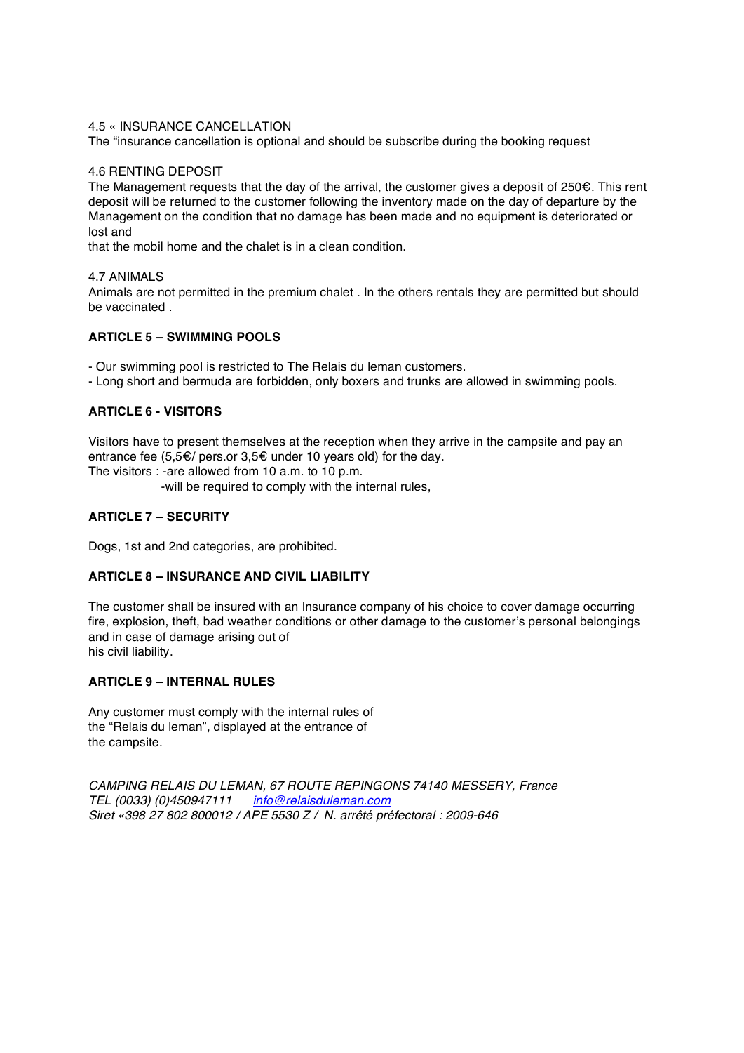4.5 « INSURANCE CANCELLATION

The "insurance cancellation is optional and should be subscribe during the booking request

4.6 RENTING DEPOSIT

The Management requests that the day of the arrival, the customer gives a deposit of 250€. This rent deposit will be returned to the customer following the inventory made on the day of departure by the Management on the condition that no damage has been made and no equipment is deteriorated or lost and
that the mobil home and the chalet is in a clean condition.

4.7 ANIMALS

Animals are not permitted in the premium chalet . In the others rentals they are permitted but should be vaccinated .

**ARTICLE 5 – SWIMMING POOLS**

- Our swimming pool is restricted to The Relais du leman customers.
- Long short and bermuda are forbidden, only boxers and trunks are allowed in swimming pools.

**ARTICLE 6 - VISITORS**

Visitors have to present themselves at the reception when they arrive in the campsite and pay an entrance fee (5,5€/ pers.or 3,5€ under 10 years old) for the day.

The visitors : -are allowed from 10 a.m. to 10 p.m.
-will be required to comply with the internal rules,

**ARTICLE 7 – SECURITY**

Dogs, 1st and 2nd categories, are prohibited.

**ARTICLE 8 – INSURANCE AND CIVIL LIABILITY**

The customer shall be insured with an Insurance company of his choice to cover damage occurring fire, explosion, theft, bad weather conditions or other damage to the customer's personal belongings and in case of damage arising out of
his civil liability.

**ARTICLE 9 – INTERNAL RULES**

Any customer must comply with the internal rules of the "Relais du leman", displayed at the entrance of the campsite.

*CAMPING RELAIS DU LEMAN, 67 ROUTE REPINGONS 74140 MESSERY, France*
*TEL (0033) (0)450947111* *info@relaisduleman.com*
*Siret «398 27 802 800012 / APE 5530 Z / N. arrêté préfectoral : 2009-646*